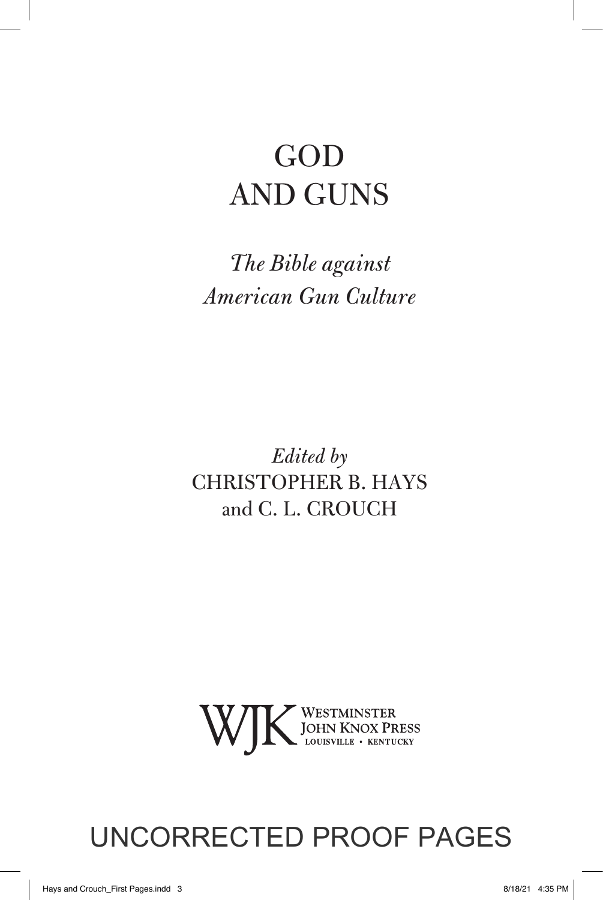# GOD AND GUNS

*The Bible against American Gun Culture*

*Edited by*
CHRISTOPHER B. HAYS
and C. L. CROUCH

WJK WESTMINSTER JOHN KNOX PRESS
LOUISVILLE • KENTUCKY

UNCORRECTED PROOF PAGES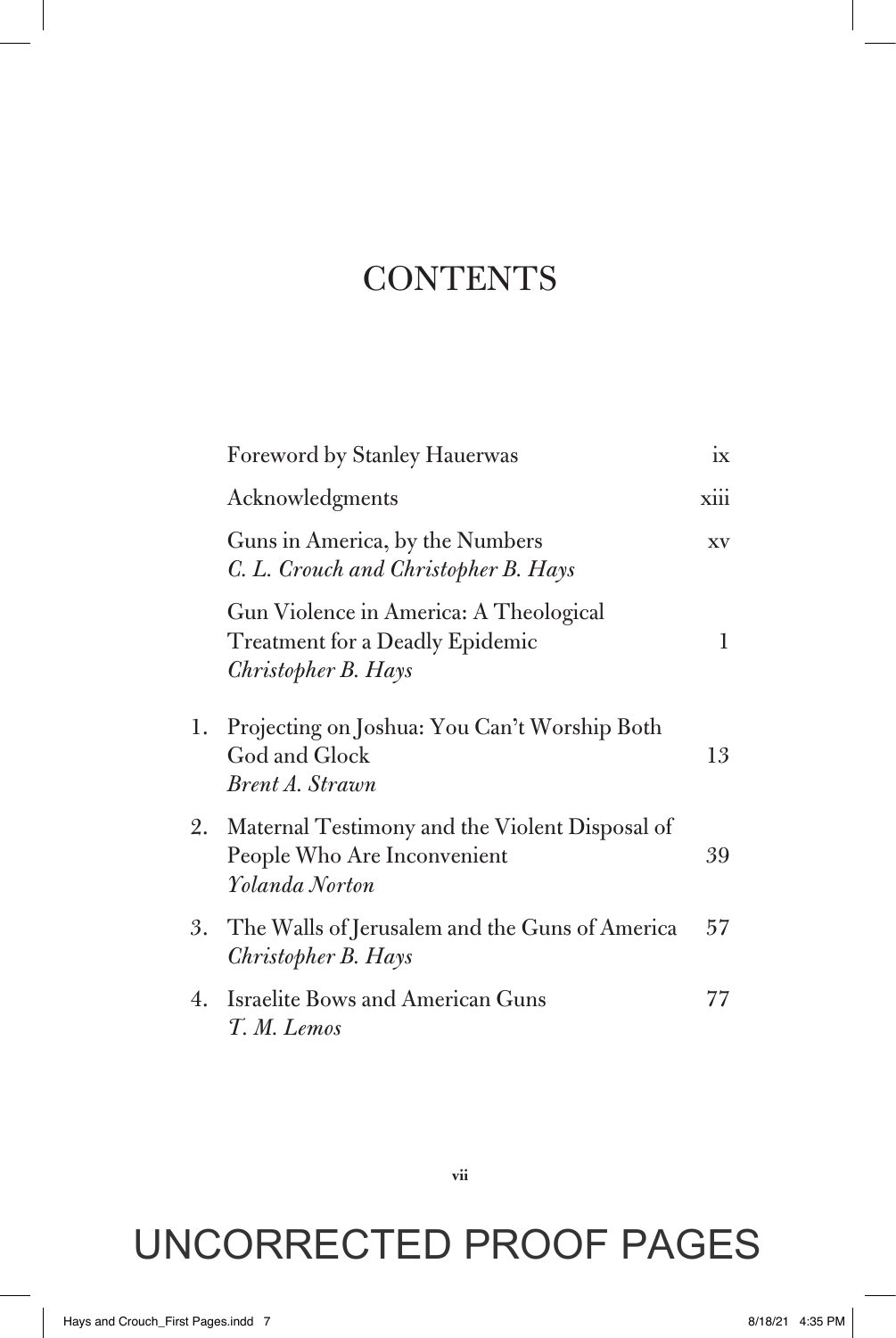# CONTENTS

| | | |
|---|---|---|
| | Foreword by Stanley Hauerwas | ix |
| | Acknowledgments | xiii |
| | Guns in America, by the Numbers<br>*C. L. Crouch and Christopher B. Hays* | xv |
| | Gun Violence in America: A Theological Treatment for a Deadly Epidemic<br>*Christopher B. Hays* | 1 |
| 1. | Projecting on Joshua: You Can't Worship Both God and Glock<br>*Brent A. Strawn* | 13 |
| 2. | Maternal Testimony and the Violent Disposal of People Who Are Inconvenient<br>*Yolanda Norton* | 39 |
| 3. | The Walls of Jerusalem and the Guns of America<br>*Christopher B. Hays* | 57 |
| 4. | Israelite Bows and American Guns<br>*T. M. Lemos* | 77 |

UNCORRECTED PROOF PAGES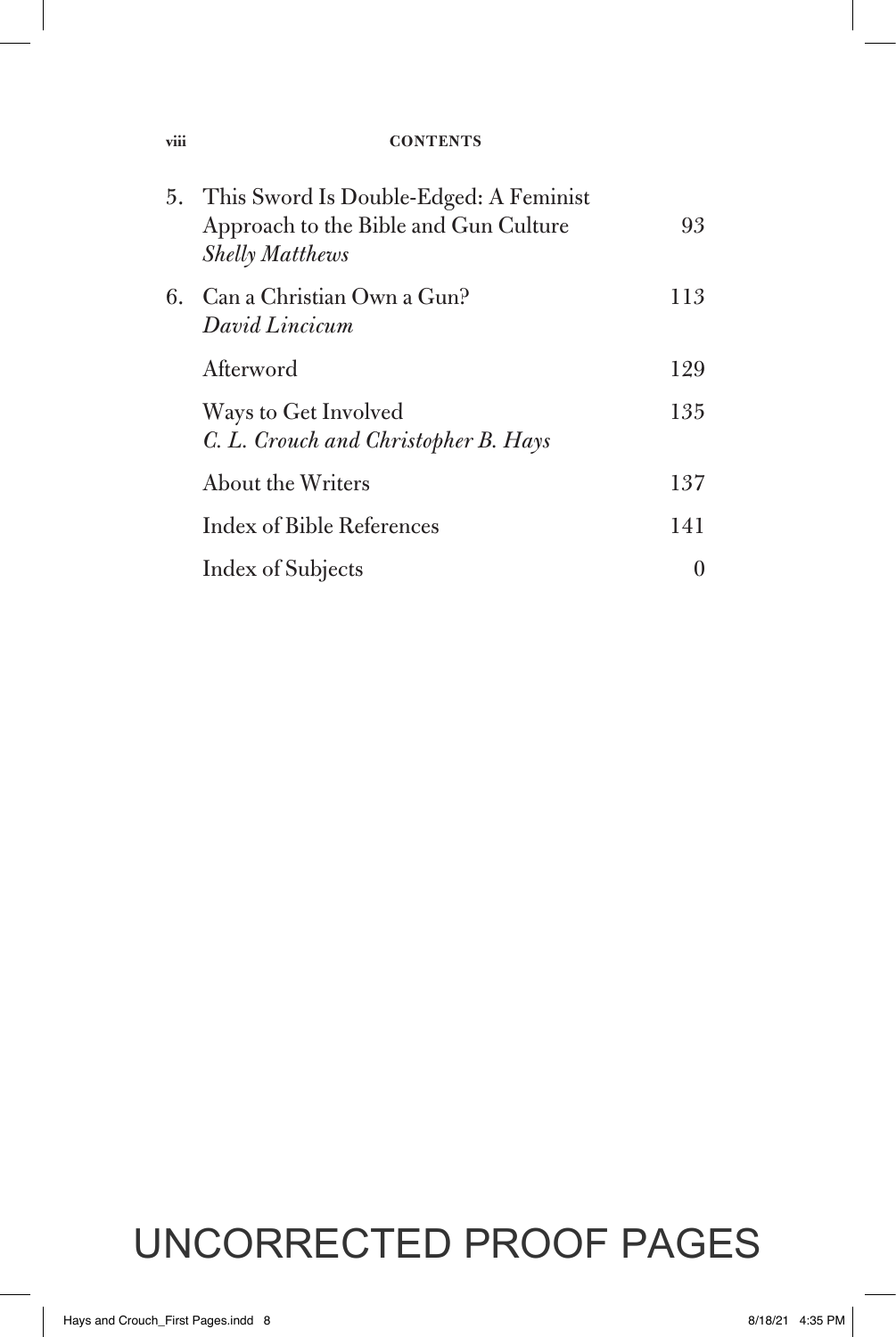5. This Sword Is Double-Edged: A Feminist Approach to the Bible and Gun Culture 93
   *Shelly Matthews*

6. Can a Christian Own a Gun? 113
   *David Lincicum*

   Afterword 129

   Ways to Get Involved 135
   *C. L. Crouch and Christopher B. Hays*

   About the Writers 137

   Index of Bible References 141

   Index of Subjects 0

UNCORRECTED PROOF PAGES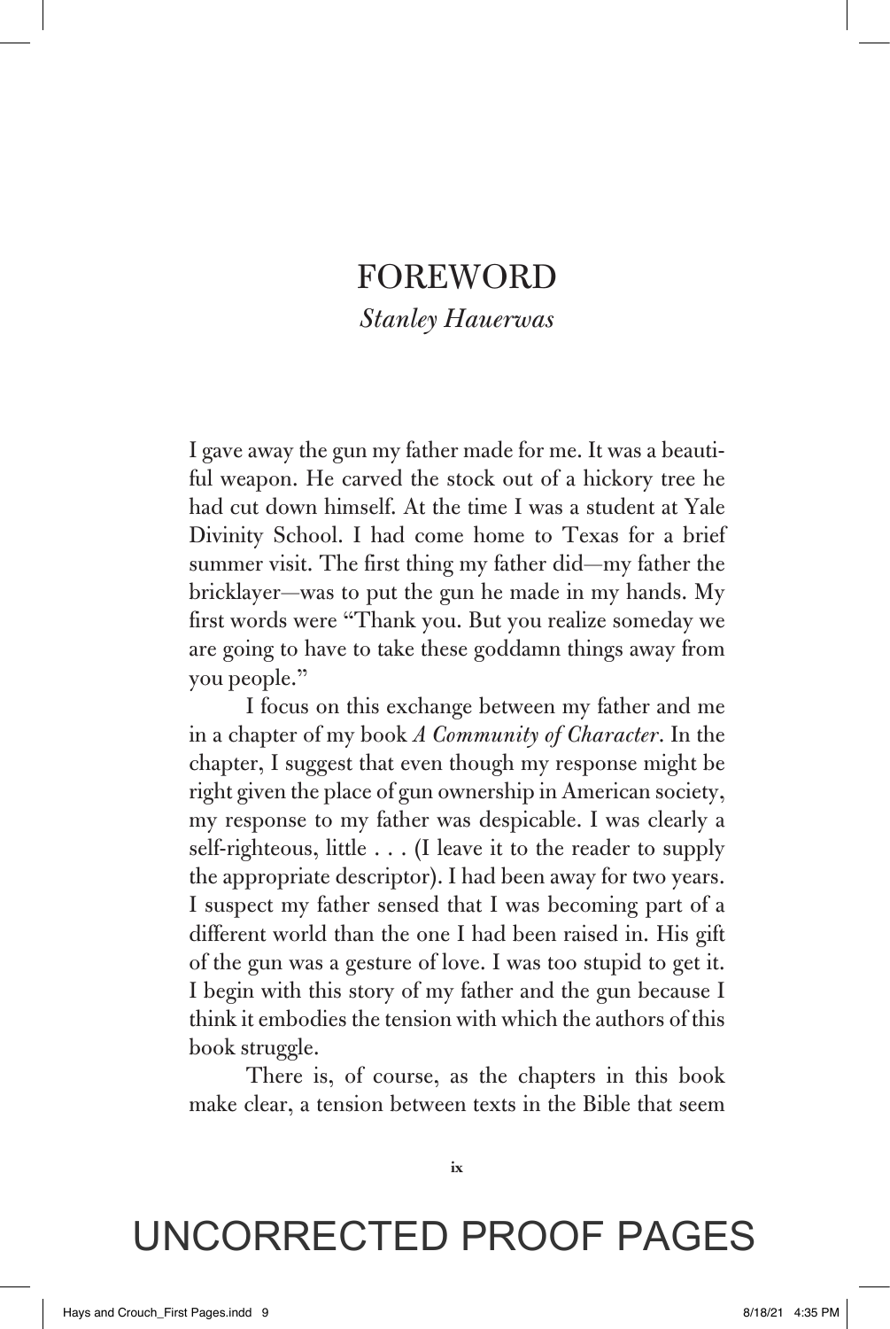# FOREWORD

*Stanley Hauerwas*

I gave away the gun my father made for me. It was a beautiful weapon. He carved the stock out of a hickory tree he had cut down himself. At the time I was a student at Yale Divinity School. I had come home to Texas for a brief summer visit. The first thing my father did—my father the bricklayer—was to put the gun he made in my hands. My first words were "Thank you. But you realize someday we are going to have to take these goddamn things away from you people."

I focus on this exchange between my father and me in a chapter of my book *A Community of Character*. In the chapter, I suggest that even though my response might be right given the place of gun ownership in American society, my response to my father was despicable. I was clearly a self-righteous, little . . . (I leave it to the reader to supply the appropriate descriptor). I had been away for two years. I suspect my father sensed that I was becoming part of a different world than the one I had been raised in. His gift of the gun was a gesture of love. I was too stupid to get it. I begin with this story of my father and the gun because I think it embodies the tension with which the authors of this book struggle.

There is, of course, as the chapters in this book make clear, a tension between texts in the Bible that seem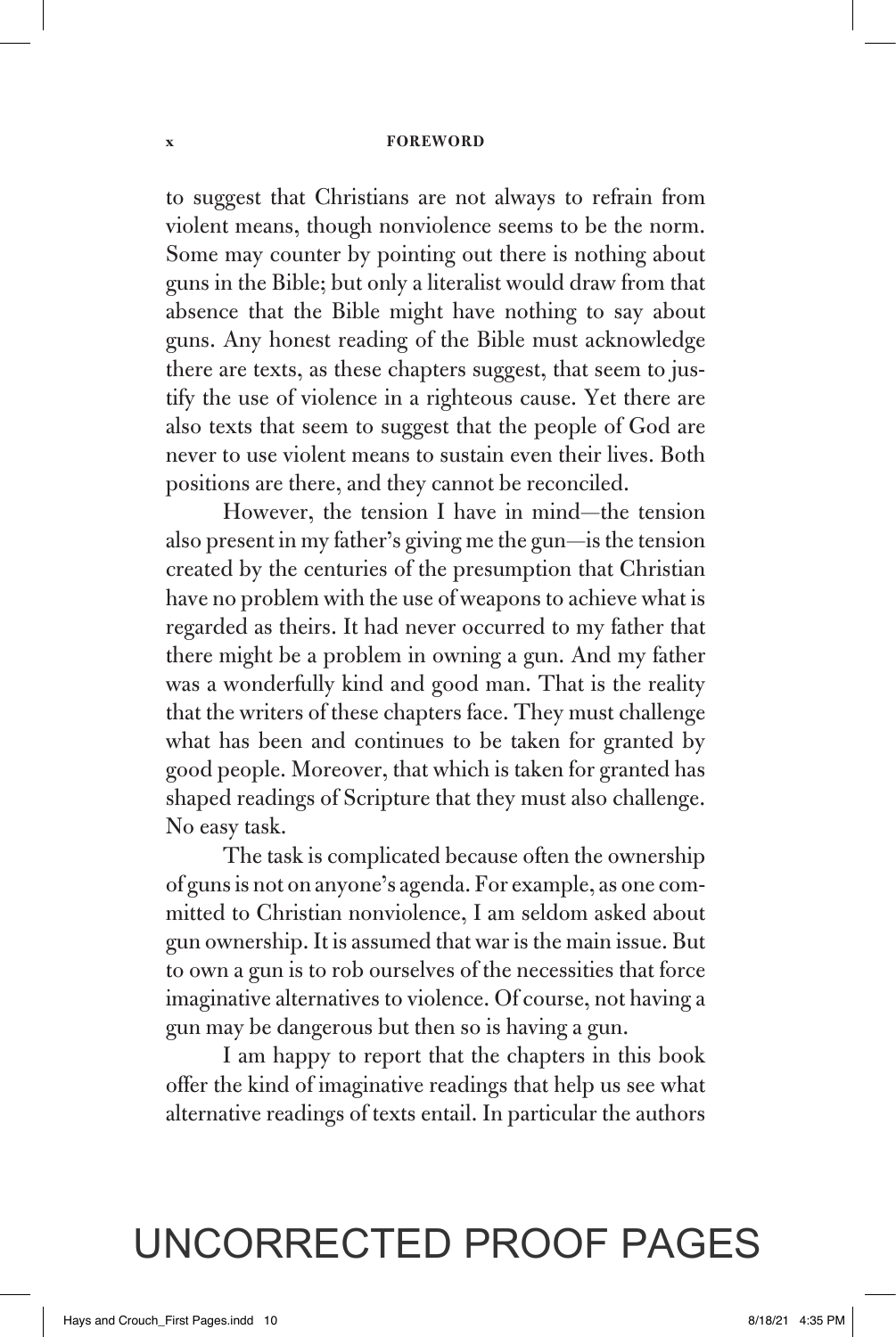to suggest that Christians are not always to refrain from violent means, though nonviolence seems to be the norm. Some may counter by pointing out there is nothing about guns in the Bible; but only a literalist would draw from that absence that the Bible might have nothing to say about guns. Any honest reading of the Bible must acknowledge there are texts, as these chapters suggest, that seem to justify the use of violence in a righteous cause. Yet there are also texts that seem to suggest that the people of God are never to use violent means to sustain even their lives. Both positions are there, and they cannot be reconciled.

However, the tension I have in mind—the tension also present in my father's giving me the gun—is the tension created by the centuries of the presumption that Christian have no problem with the use of weapons to achieve what is regarded as theirs. It had never occurred to my father that there might be a problem in owning a gun. And my father was a wonderfully kind and good man. That is the reality that the writers of these chapters face. They must challenge what has been and continues to be taken for granted by good people. Moreover, that which is taken for granted has shaped readings of Scripture that they must also challenge. No easy task.

The task is complicated because often the ownership of guns is not on anyone's agenda. For example, as one committed to Christian nonviolence, I am seldom asked about gun ownership. It is assumed that war is the main issue. But to own a gun is to rob ourselves of the necessities that force imaginative alternatives to violence. Of course, not having a gun may be dangerous but then so is having a gun.

I am happy to report that the chapters in this book offer the kind of imaginative readings that help us see what alternative readings of texts entail. In particular the authors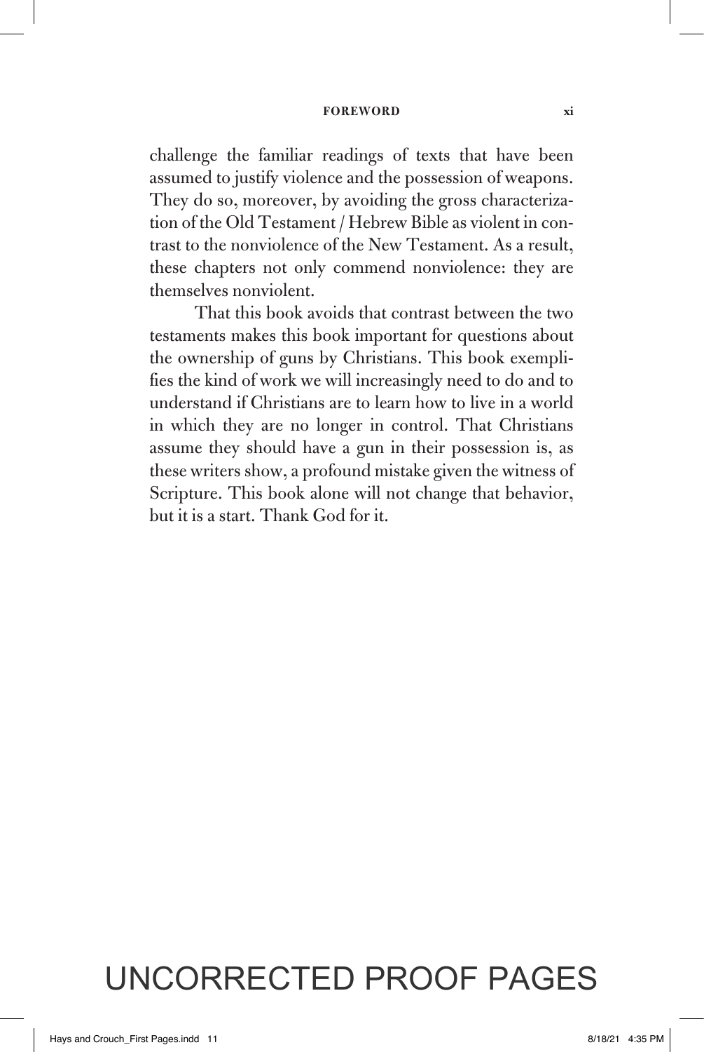challenge the familiar readings of texts that have been assumed to justify violence and the possession of weapons. They do so, moreover, by avoiding the gross characterization of the Old Testament / Hebrew Bible as violent in contrast to the nonviolence of the New Testament. As a result, these chapters not only commend nonviolence: they are themselves nonviolent.

That this book avoids that contrast between the two testaments makes this book important for questions about the ownership of guns by Christians. This book exemplifies the kind of work we will increasingly need to do and to understand if Christians are to learn how to live in a world in which they are no longer in control. That Christians assume they should have a gun in their possession is, as these writers show, a profound mistake given the witness of Scripture. This book alone will not change that behavior, but it is a start. Thank God for it.

UNCORRECTED PROOF PAGES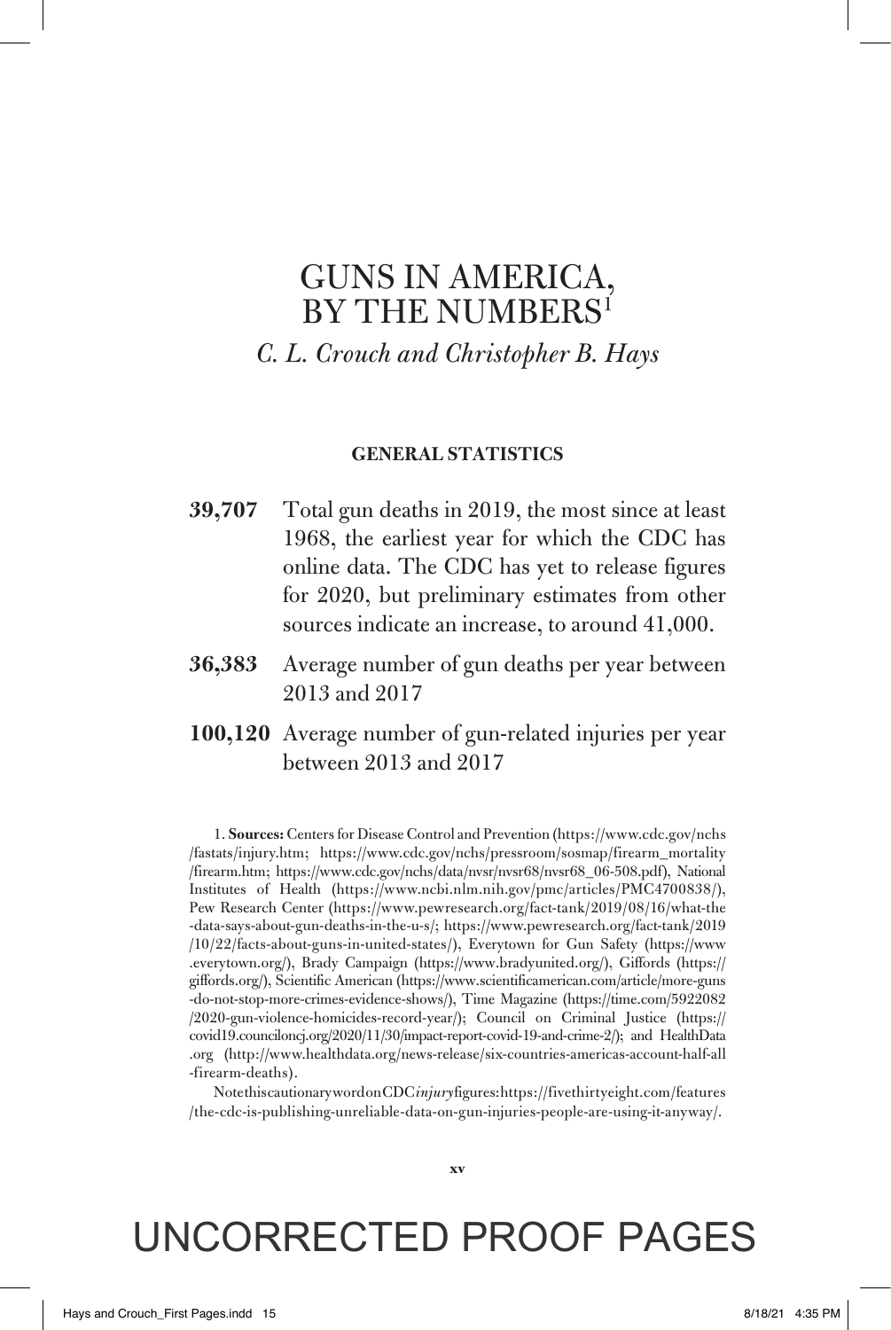# GUNS IN AMERICA, BY THE NUMBERS[1]

*C. L. Crouch and Christopher B. Hays*

## GENERAL STATISTICS

**39,707** Total gun deaths in 2019, the most since at least 1968, the earliest year for which the CDC has online data. The CDC has yet to release figures for 2020, but preliminary estimates from other sources indicate an increase, to around 41,000.

**36,383** Average number of gun deaths per year between 2013 and 2017

**100,120** Average number of gun-related injuries per year between 2013 and 2017

1. **Sources:** Centers for Disease Control and Prevention (https://www.cdc.gov/nchs/fastats/injury.htm; https://www.cdc.gov/nchs/pressroom/sosmap/firearm_mortality/firearm.htm; https://www.cdc.gov/nchs/data/nvsr/nvsr68/nvsr68_06-508.pdf), National Institutes of Health (https://www.ncbi.nlm.nih.gov/pmc/articles/PMC4700838/), Pew Research Center (https://www.pewresearch.org/fact-tank/2019/08/16/what-the-data-says-about-gun-deaths-in-the-u-s/; https://www.pewresearch.org/fact-tank/2019/10/22/facts-about-guns-in-united-states/), Everytown for Gun Safety (https://www.everytown.org/), Brady Campaign (https://www.bradyunited.org/), Giffords (https://giffords.org/), Scientific American (https://www.scientificamerican.com/article/more-guns-do-not-stop-more-crimes-evidence-shows/), Time Magazine (https://time.com/5922082/2020-gun-violence-homicides-record-year/); Council on Criminal Justice (https://covid19.counciloncj.org/2020/11/30/impact-report-covid-19-and-crime-2/); and HealthData.org (http://www.healthdata.org/news-release/six-countries-americas-account-half-all-firearm-deaths).

Note this cautionary word on CDC *injury* figures: https://fivethirtyeight.com/features/the-cdc-is-publishing-unreliable-data-on-gun-injuries-people-are-using-it-anyway/.

UNCORRECTED PROOF PAGES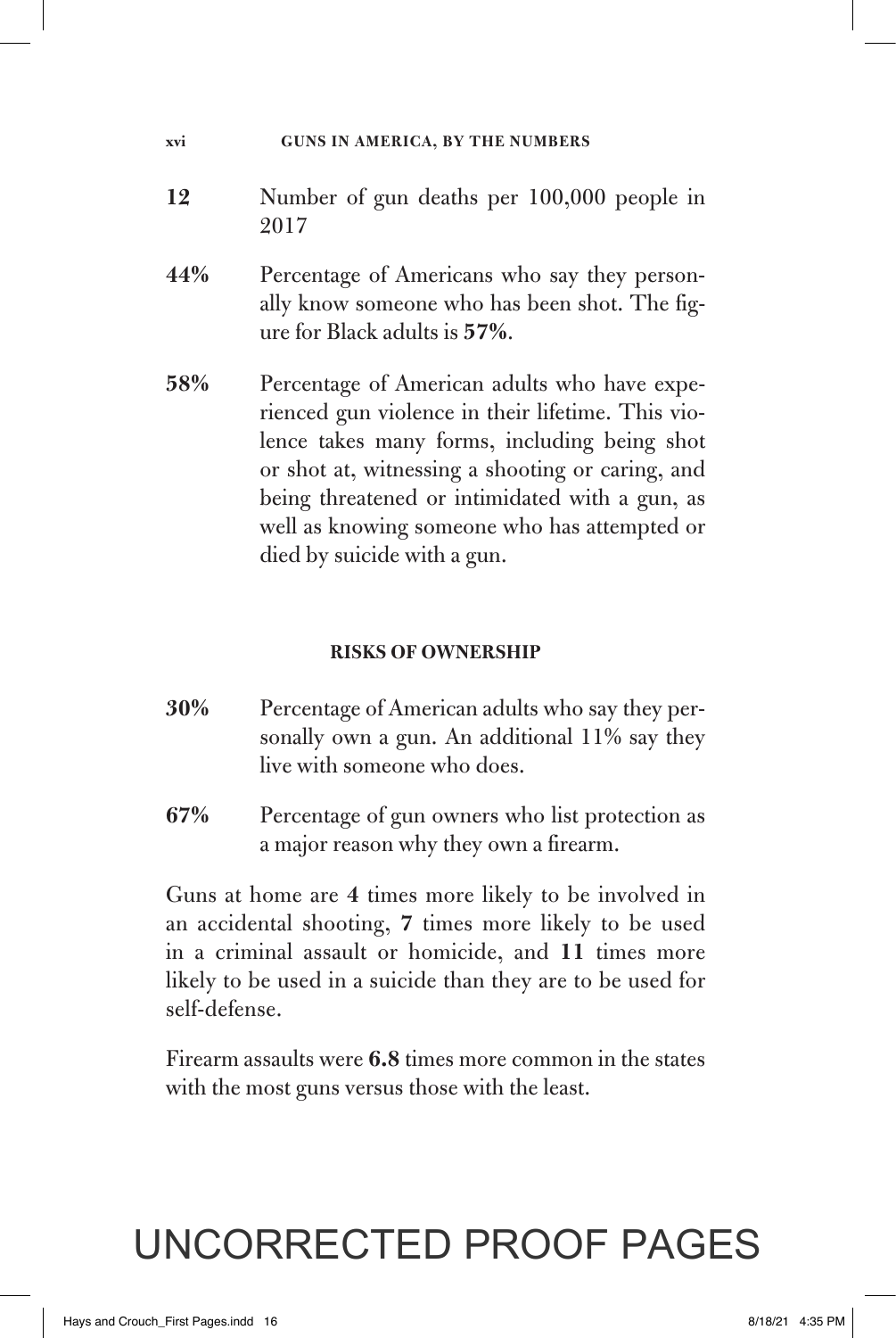**12** Number of gun deaths per 100,000 people in 2017

**44%** Percentage of Americans who say they personally know someone who has been shot. The figure for Black adults is **57%**.

**58%** Percentage of American adults who have experienced gun violence in their lifetime. This violence takes many forms, including being shot or shot at, witnessing a shooting or caring, and being threatened or intimidated with a gun, as well as knowing someone who has attempted or died by suicide with a gun.

### RISKS OF OWNERSHIP

**30%** Percentage of American adults who say they personally own a gun. An additional 11% say they live with someone who does.

**67%** Percentage of gun owners who list protection as a major reason why they own a firearm.

Guns at home are **4** times more likely to be involved in an accidental shooting, **7** times more likely to be used in a criminal assault or homicide, and **11** times more likely to be used in a suicide than they are to be used for self-defense.

Firearm assaults were **6.8** times more common in the states with the most guns versus those with the least.

UNCORRECTED PROOF PAGES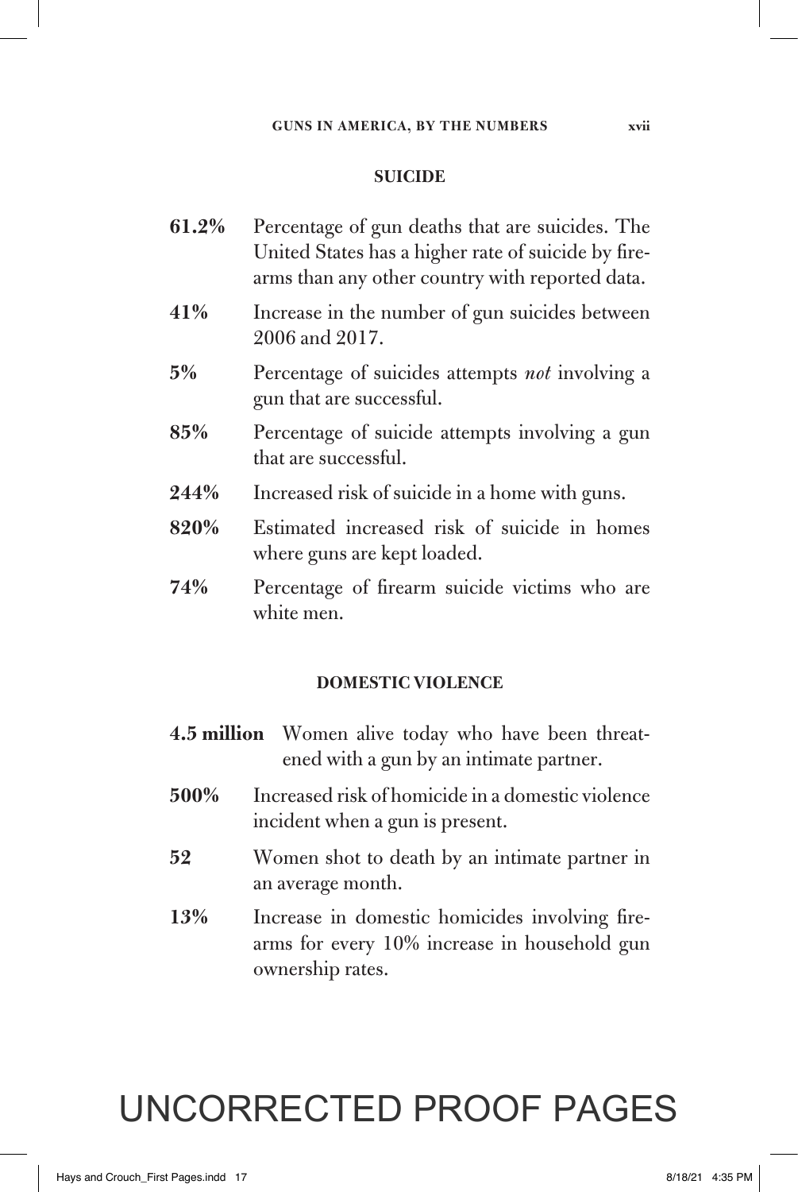## SUICIDE

**61.2%** Percentage of gun deaths that are suicides. The United States has a higher rate of suicide by firearms than any other country with reported data.

**41%** Increase in the number of gun suicides between 2006 and 2017.

**5%** Percentage of suicides attempts *not* involving a gun that are successful.

**85%** Percentage of suicide attempts involving a gun that are successful.

**244%** Increased risk of suicide in a home with guns.

**820%** Estimated increased risk of suicide in homes where guns are kept loaded.

**74%** Percentage of firearm suicide victims who are white men.

## DOMESTIC VIOLENCE

**4.5 million** Women alive today who have been threatened with a gun by an intimate partner.

**500%** Increased risk of homicide in a domestic violence incident when a gun is present.

**52** Women shot to death by an intimate partner in an average month.

**13%** Increase in domestic homicides involving firearms for every 10% increase in household gun ownership rates.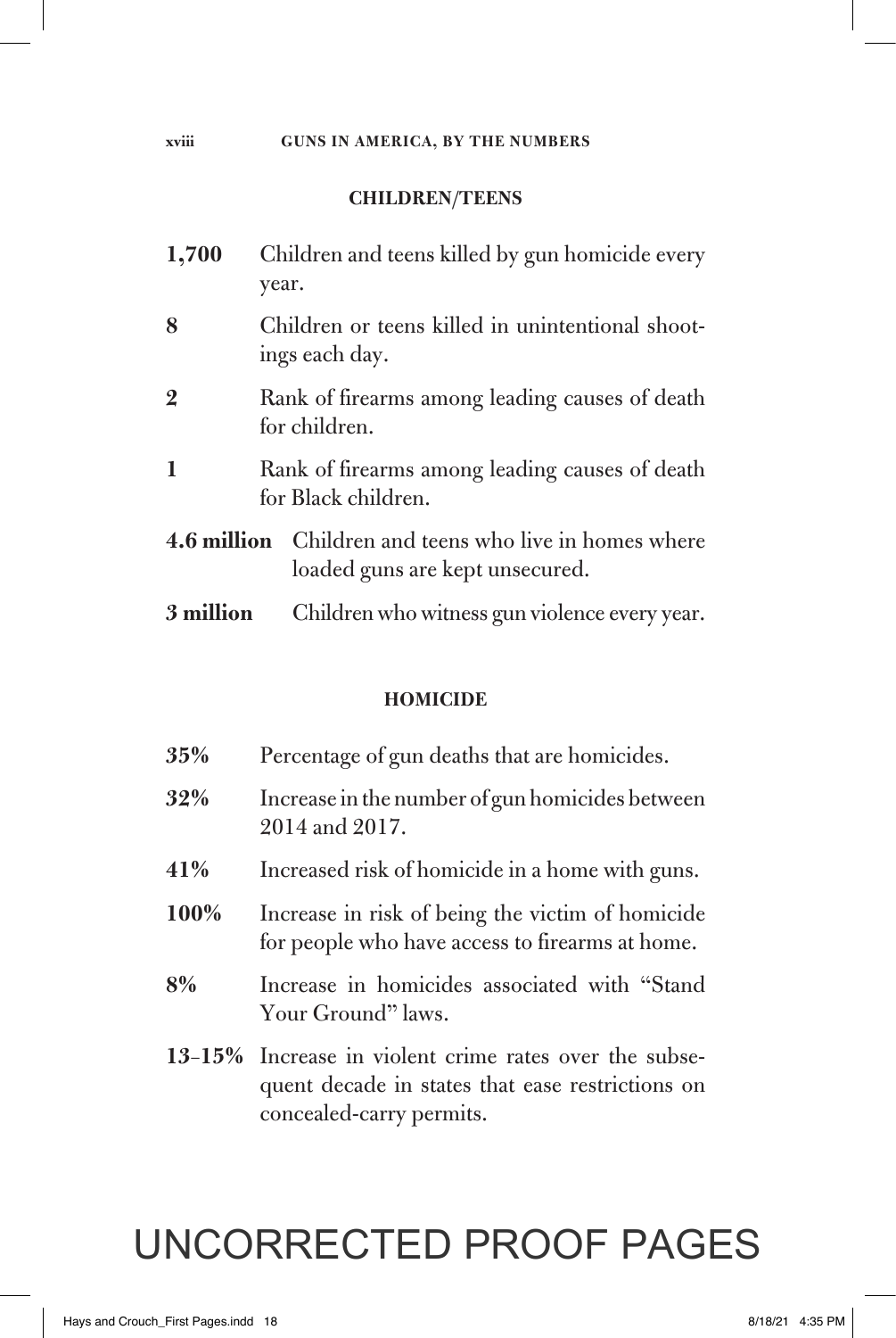## CHILDREN/TEENS

**1,700** Children and teens killed by gun homicide every year.

**8** Children or teens killed in unintentional shootings each day.

**2** Rank of firearms among leading causes of death for children.

**1** Rank of firearms among leading causes of death for Black children.

**4.6 million** Children and teens who live in homes where loaded guns are kept unsecured.

**3 million** Children who witness gun violence every year.

## HOMICIDE

**35%** Percentage of gun deaths that are homicides.

**32%** Increase in the number of gun homicides between 2014 and 2017.

**41%** Increased risk of homicide in a home with guns.

**100%** Increase in risk of being the victim of homicide for people who have access to firearms at home.

**8%** Increase in homicides associated with "Stand Your Ground" laws.

**13–15%** Increase in violent crime rates over the subsequent decade in states that ease restrictions on concealed-carry permits.

UNCORRECTED PROOF PAGES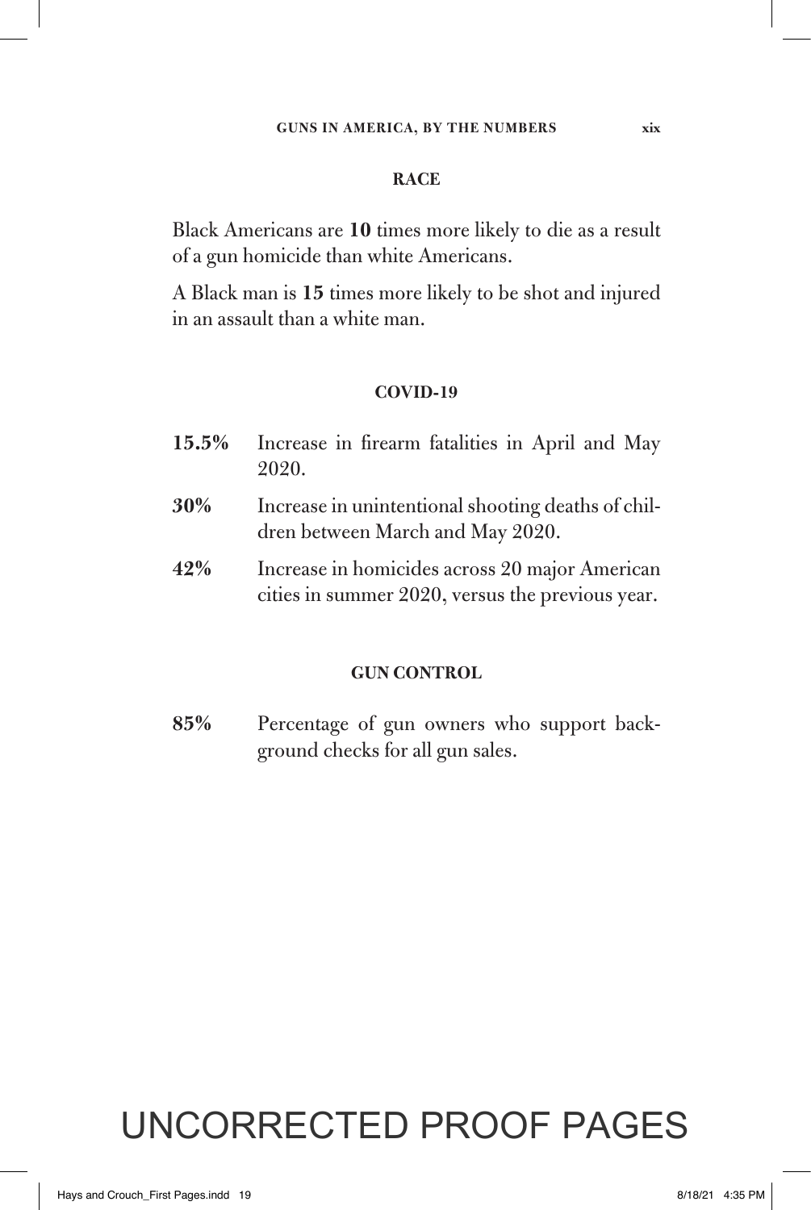## RACE

Black Americans are **10** times more likely to die as a result of a gun homicide than white Americans.

A Black man is **15** times more likely to be shot and injured in an assault than a white man.

## COVID-19

**15.5%** Increase in firearm fatalities in April and May 2020.

**30%** Increase in unintentional shooting deaths of children between March and May 2020.

**42%** Increase in homicides across 20 major American cities in summer 2020, versus the previous year.

## GUN CONTROL

**85%** Percentage of gun owners who support background checks for all gun sales.

UNCORRECTED PROOF PAGES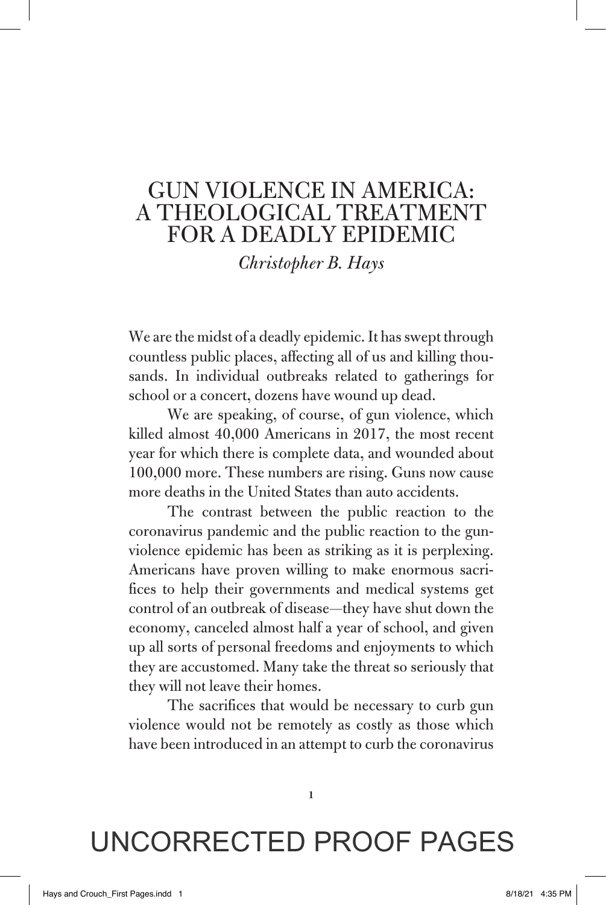# GUN VIOLENCE IN AMERICA: A THEOLOGICAL TREATMENT FOR A DEADLY EPIDEMIC

*Christopher B. Hays*

We are the midst of a deadly epidemic. It has swept through countless public places, affecting all of us and killing thousands. In individual outbreaks related to gatherings for school or a concert, dozens have wound up dead.

We are speaking, of course, of gun violence, which killed almost 40,000 Americans in 2017, the most recent year for which there is complete data, and wounded about 100,000 more. These numbers are rising. Guns now cause more deaths in the United States than auto accidents.

The contrast between the public reaction to the coronavirus pandemic and the public reaction to the gun-violence epidemic has been as striking as it is perplexing. Americans have proven willing to make enormous sacrifices to help their governments and medical systems get control of an outbreak of disease—they have shut down the economy, canceled almost half a year of school, and given up all sorts of personal freedoms and enjoyments to which they are accustomed. Many take the threat so seriously that they will not leave their homes.

The sacrifices that would be necessary to curb gun violence would not be remotely as costly as those which have been introduced in an attempt to curb the coronavirus

UNCORRECTED PROOF PAGES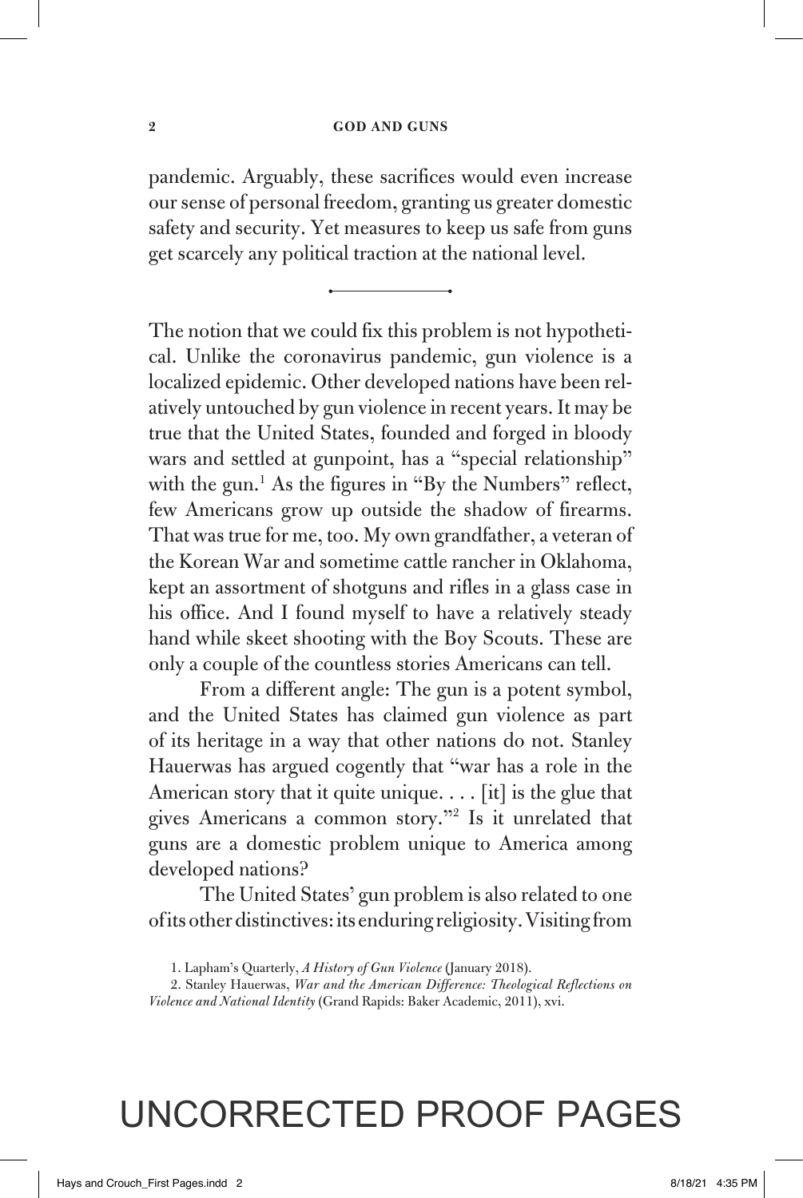pandemic. Arguably, these sacrifices would even increase our sense of personal freedom, granting us greater domestic safety and security. Yet measures to keep us safe from guns get scarcely any political traction at the national level.

---

The notion that we could fix this problem is not hypothetical. Unlike the coronavirus pandemic, gun violence is a localized epidemic. Other developed nations have been relatively untouched by gun violence in recent years. It may be true that the United States, founded and forged in bloody wars and settled at gunpoint, has a "special relationship" with the gun.[1] As the figures in "By the Numbers" reflect, few Americans grow up outside the shadow of firearms. That was true for me, too. My own grandfather, a veteran of the Korean War and sometime cattle rancher in Oklahoma, kept an assortment of shotguns and rifles in a glass case in his office. And I found myself to have a relatively steady hand while skeet shooting with the Boy Scouts. These are only a couple of the countless stories Americans can tell.

From a different angle: The gun is a potent symbol, and the United States has claimed gun violence as part of its heritage in a way that other nations do not. Stanley Hauerwas has argued cogently that "war has a role in the American story that it quite unique. . . . [it] is the glue that gives Americans a common story."[2] Is it unrelated that guns are a domestic problem unique to America among developed nations?

The United States' gun problem is also related to one of its other distinctives: its enduring religiosity. Visiting from

1. Lapham's Quarterly, *A History of Gun Violence* (January 2018).

2. Stanley Hauerwas, *War and the American Difference: Theological Reflections on Violence and National Identity* (Grand Rapids: Baker Academic, 2011), xvi.

UNCORRECTED PROOF PAGES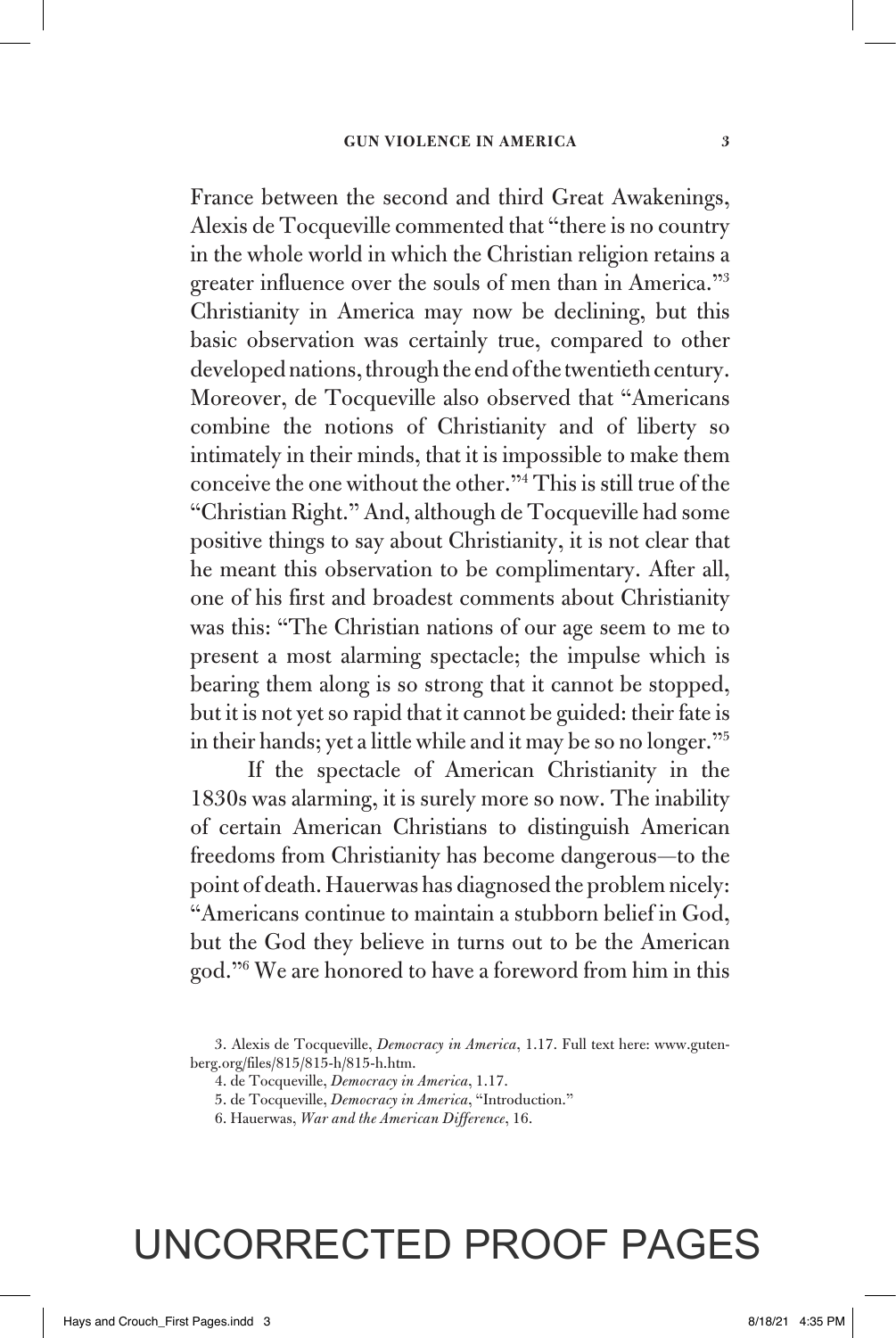France between the second and third Great Awakenings, Alexis de Tocqueville commented that "there is no country in the whole world in which the Christian religion retains a greater influence over the souls of men than in America."[3] Christianity in America may now be declining, but this basic observation was certainly true, compared to other developed nations, through the end of the twentieth century. Moreover, de Tocqueville also observed that "Americans combine the notions of Christianity and of liberty so intimately in their minds, that it is impossible to make them conceive the one without the other."[4] This is still true of the "Christian Right." And, although de Tocqueville had some positive things to say about Christianity, it is not clear that he meant this observation to be complimentary. After all, one of his first and broadest comments about Christianity was this: "The Christian nations of our age seem to me to present a most alarming spectacle; the impulse which is bearing them along is so strong that it cannot be stopped, but it is not yet so rapid that it cannot be guided: their fate is in their hands; yet a little while and it may be so no longer."[5]

If the spectacle of American Christianity in the 1830s was alarming, it is surely more so now. The inability of certain American Christians to distinguish American freedoms from Christianity has become dangerous—to the point of death. Hauerwas has diagnosed the problem nicely: "Americans continue to maintain a stubborn belief in God, but the God they believe in turns out to be the American god."[6] We are honored to have a foreword from him in this

3. Alexis de Tocqueville, *Democracy in America*, 1.17. Full text here: www.gutenberg.org/files/815/815-h/815-h.htm.

4. de Tocqueville, *Democracy in America*, 1.17.

5. de Tocqueville, *Democracy in America*, "Introduction."

6. Hauerwas, *War and the American Difference*, 16.

UNCORRECTED PROOF PAGES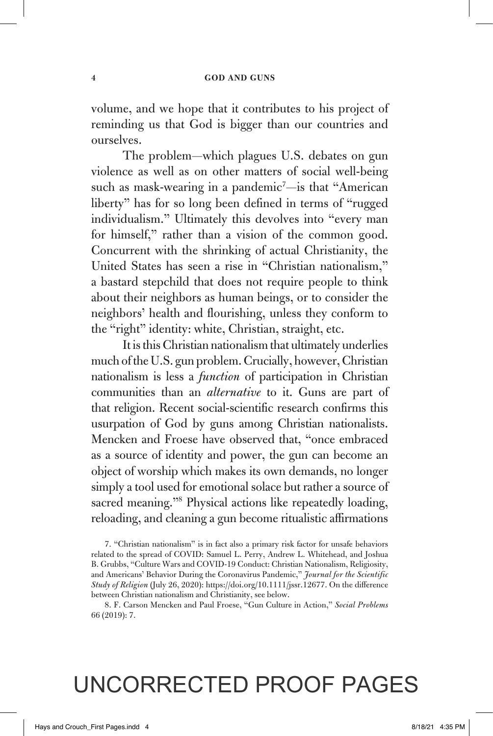volume, and we hope that it contributes to his project of reminding us that God is bigger than our countries and ourselves.

The problem—which plagues U.S. debates on gun violence as well as on other matters of social well-being such as mask-wearing in a pandemic[7]—is that "American liberty" has for so long been defined in terms of "rugged individualism." Ultimately this devolves into "every man for himself," rather than a vision of the common good. Concurrent with the shrinking of actual Christianity, the United States has seen a rise in "Christian nationalism," a bastard stepchild that does not require people to think about their neighbors as human beings, or to consider the neighbors' health and flourishing, unless they conform to the "right" identity: white, Christian, straight, etc.

It is this Christian nationalism that ultimately underlies much of the U.S. gun problem. Crucially, however, Christian nationalism is less a *function* of participation in Christian communities than an *alternative* to it. Guns are part of that religion. Recent social-scientific research confirms this usurpation of God by guns among Christian nationalists. Mencken and Froese have observed that, "once embraced as a source of identity and power, the gun can become an object of worship which makes its own demands, no longer simply a tool used for emotional solace but rather a source of sacred meaning."[8] Physical actions like repeatedly loading, reloading, and cleaning a gun become ritualistic affirmations

7. "Christian nationalism" is in fact also a primary risk factor for unsafe behaviors related to the spread of COVID: Samuel L. Perry, Andrew L. Whitehead, and Joshua B. Grubbs, "Culture Wars and COVID-19 Conduct: Christian Nationalism, Religiosity, and Americans' Behavior During the Coronavirus Pandemic," *Journal for the Scientific Study of Religion* (July 26, 2020): https://doi.org/10.1111/jssr.12677. On the difference between Christian nationalism and Christianity, see below.

8. F. Carson Mencken and Paul Froese, "Gun Culture in Action," *Social Problems* 66 (2019): 7.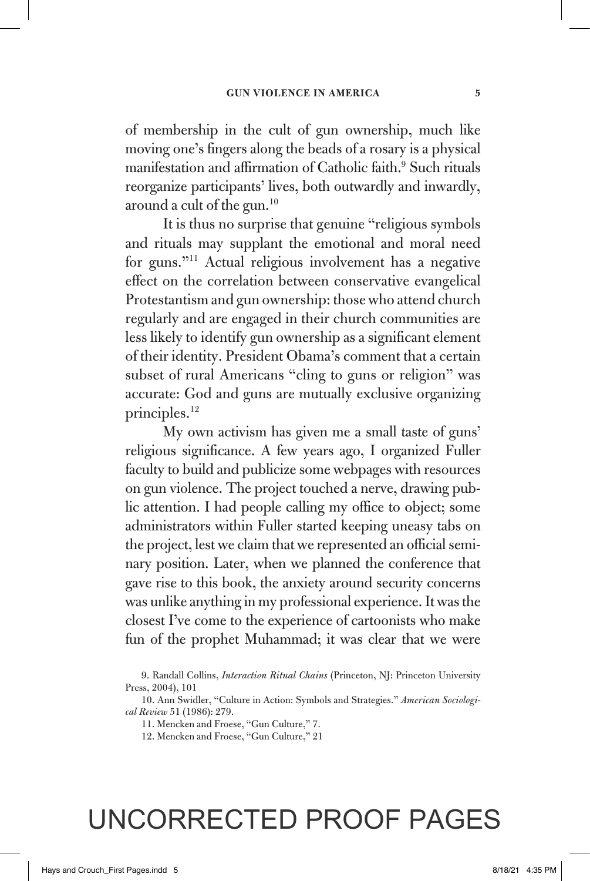of membership in the cult of gun ownership, much like moving one's fingers along the beads of a rosary is a physical manifestation and affirmation of Catholic faith.[9] Such rituals reorganize participants' lives, both outwardly and inwardly, around a cult of the gun.[10]

It is thus no surprise that genuine "religious symbols and rituals may supplant the emotional and moral need for guns."[11] Actual religious involvement has a negative effect on the correlation between conservative evangelical Protestantism and gun ownership: those who attend church regularly and are engaged in their church communities are less likely to identify gun ownership as a significant element of their identity. President Obama's comment that a certain subset of rural Americans "cling to guns or religion" was accurate: God and guns are mutually exclusive organizing principles.[12]

My own activism has given me a small taste of guns' religious significance. A few years ago, I organized Fuller faculty to build and publicize some webpages with resources on gun violence. The project touched a nerve, drawing public attention. I had people calling my office to object; some administrators within Fuller started keeping uneasy tabs on the project, lest we claim that we represented an official seminary position. Later, when we planned the conference that gave rise to this book, the anxiety around security concerns was unlike anything in my professional experience. It was the closest I've come to the experience of cartoonists who make fun of the prophet Muhammad; it was clear that we were

9. Randall Collins, *Interaction Ritual Chains* (Princeton, NJ: Princeton University Press, 2004), 101

10. Ann Swidler, "Culture in Action: Symbols and Strategies." *American Sociological Review* 51 (1986): 279.

11. Mencken and Froese, "Gun Culture," 7.

12. Mencken and Froese, "Gun Culture," 21

UNCORRECTED PROOF PAGES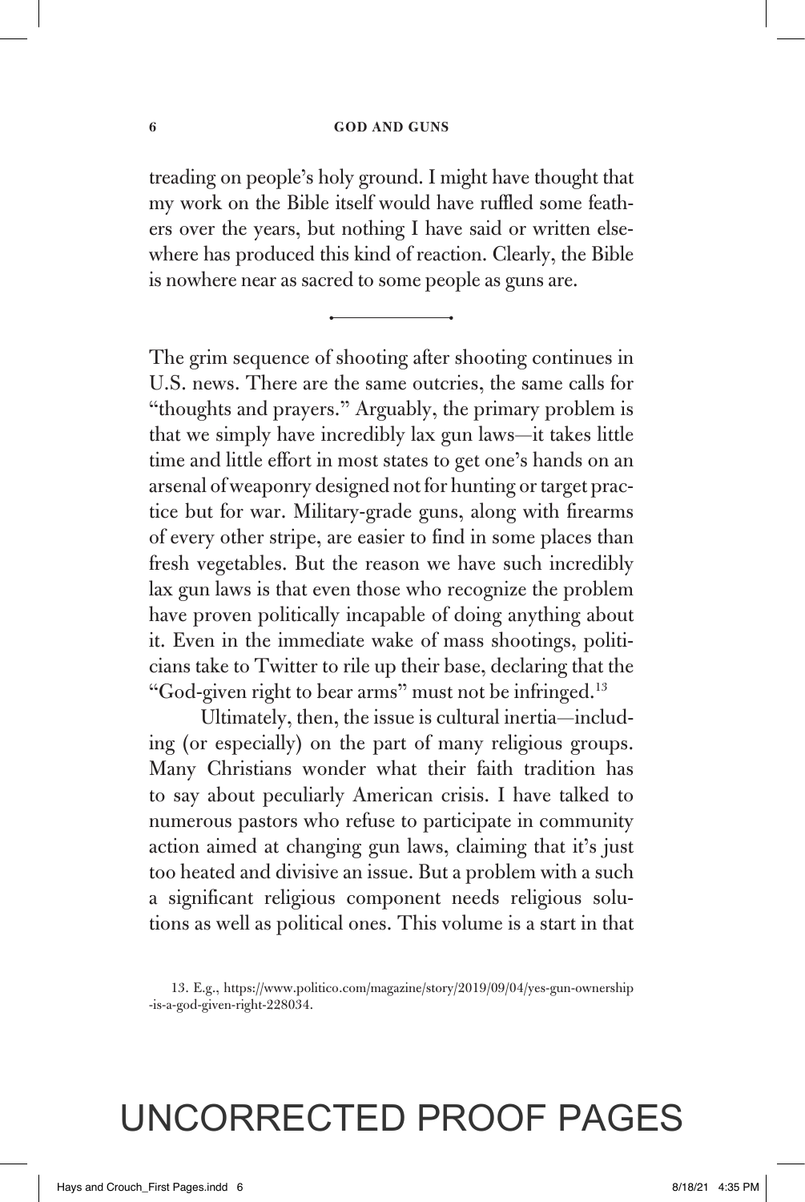treading on people's holy ground. I might have thought that my work on the Bible itself would have ruffled some feathers over the years, but nothing I have said or written elsewhere has produced this kind of reaction. Clearly, the Bible is nowhere near as sacred to some people as guns are.

---

The grim sequence of shooting after shooting continues in U.S. news. There are the same outcries, the same calls for "thoughts and prayers." Arguably, the primary problem is that we simply have incredibly lax gun laws—it takes little time and little effort in most states to get one's hands on an arsenal of weaponry designed not for hunting or target practice but for war. Military-grade guns, along with firearms of every other stripe, are easier to find in some places than fresh vegetables. But the reason we have such incredibly lax gun laws is that even those who recognize the problem have proven politically incapable of doing anything about it. Even in the immediate wake of mass shootings, politicians take to Twitter to rile up their base, declaring that the "God-given right to bear arms" must not be infringed.[13]

Ultimately, then, the issue is cultural inertia—including (or especially) on the part of many religious groups. Many Christians wonder what their faith tradition has to say about peculiarly American crisis. I have talked to numerous pastors who refuse to participate in community action aimed at changing gun laws, claiming that it's just too heated and divisive an issue. But a problem with a such a significant religious component needs religious solutions as well as political ones. This volume is a start in that

13. E.g., https://www.politico.com/magazine/story/2019/09/04/yes-gun-ownership-is-a-god-given-right-228034.

UNCORRECTED PROOF PAGES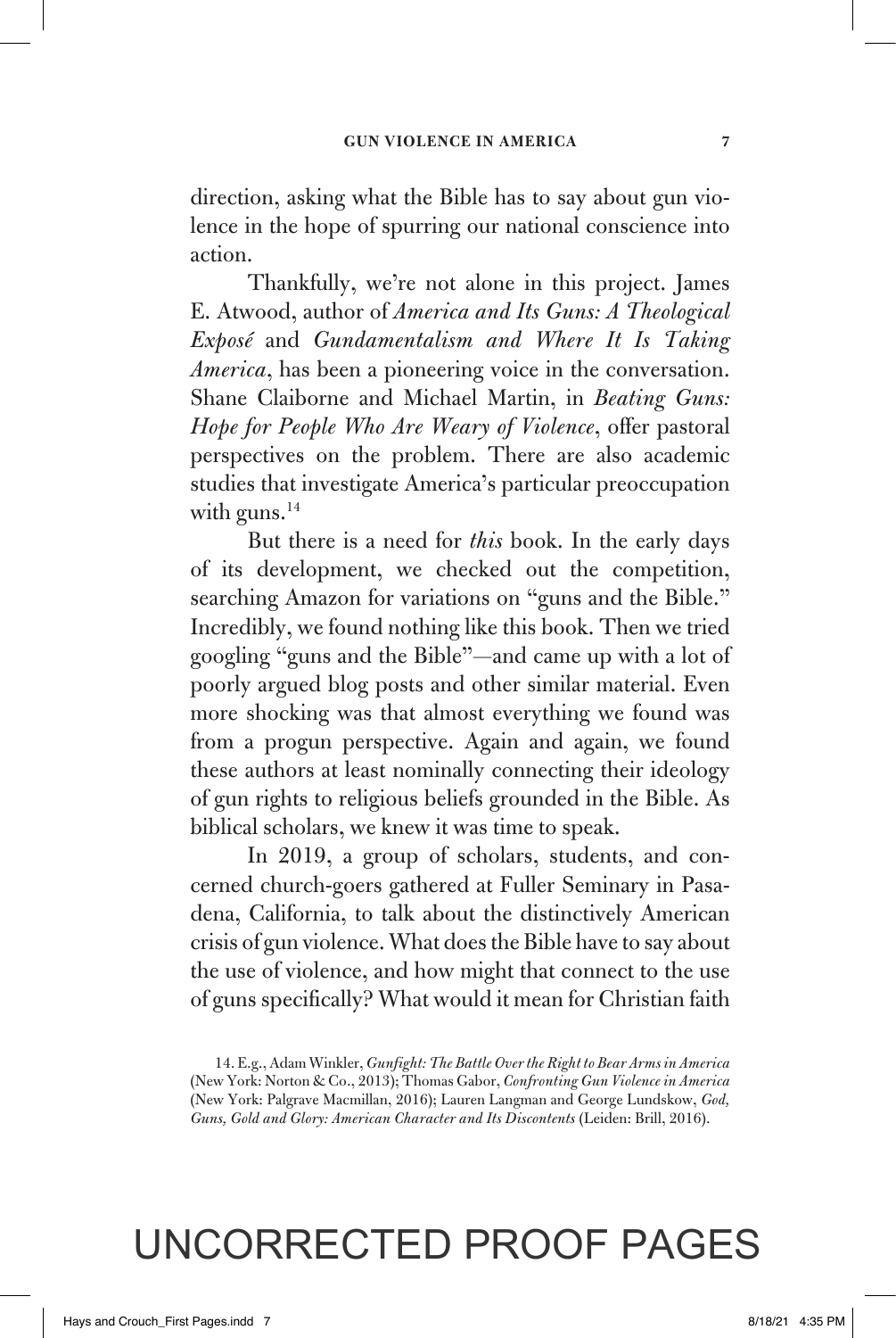direction, asking what the Bible has to say about gun violence in the hope of spurring our national conscience into action.

Thankfully, we're not alone in this project. James E. Atwood, author of *America and Its Guns: A Theological Exposé* and *Gundamentalism and Where It Is Taking America*, has been a pioneering voice in the conversation. Shane Claiborne and Michael Martin, in *Beating Guns: Hope for People Who Are Weary of Violence*, offer pastoral perspectives on the problem. There are also academic studies that investigate America's particular preoccupation with guns.[14]

But there is a need for *this* book. In the early days of its development, we checked out the competition, searching Amazon for variations on "guns and the Bible." Incredibly, we found nothing like this book. Then we tried googling "guns and the Bible"—and came up with a lot of poorly argued blog posts and other similar material. Even more shocking was that almost everything we found was from a progun perspective. Again and again, we found these authors at least nominally connecting their ideology of gun rights to religious beliefs grounded in the Bible. As biblical scholars, we knew it was time to speak.

In 2019, a group of scholars, students, and concerned church-goers gathered at Fuller Seminary in Pasadena, California, to talk about the distinctively American crisis of gun violence. What does the Bible have to say about the use of violence, and how might that connect to the use of guns specifically? What would it mean for Christian faith

14. E.g., Adam Winkler, *Gunfight: The Battle Over the Right to Bear Arms in America* (New York: Norton & Co., 2013); Thomas Gabor, *Confronting Gun Violence in America* (New York: Palgrave Macmillan, 2016); Lauren Langman and George Lundskow, *God, Guns, Gold and Glory: American Character and Its Discontents* (Leiden: Brill, 2016).

UNCORRECTED PROOF PAGES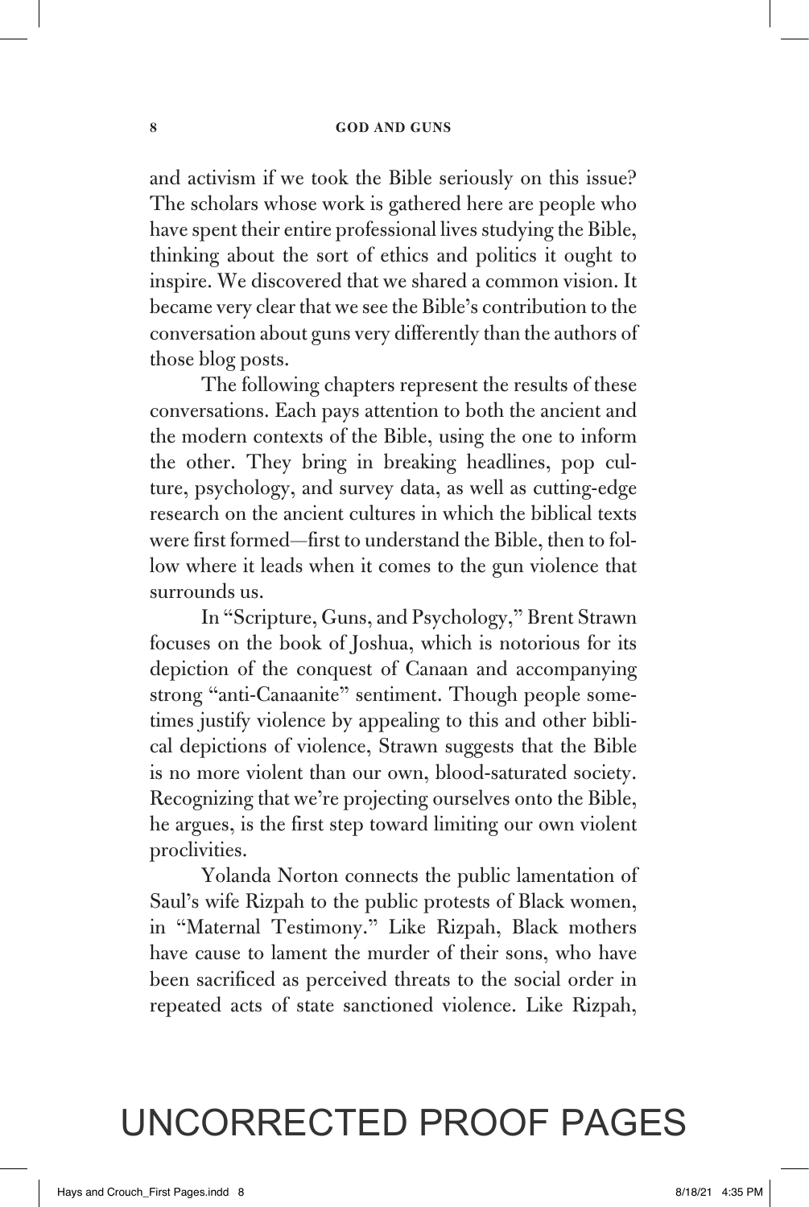and activism if we took the Bible seriously on this issue? The scholars whose work is gathered here are people who have spent their entire professional lives studying the Bible, thinking about the sort of ethics and politics it ought to inspire. We discovered that we shared a common vision. It became very clear that we see the Bible's contribution to the conversation about guns very differently than the authors of those blog posts.

The following chapters represent the results of these conversations. Each pays attention to both the ancient and the modern contexts of the Bible, using the one to inform the other. They bring in breaking headlines, pop culture, psychology, and survey data, as well as cutting-edge research on the ancient cultures in which the biblical texts were first formed—first to understand the Bible, then to follow where it leads when it comes to the gun violence that surrounds us.

In "Scripture, Guns, and Psychology," Brent Strawn focuses on the book of Joshua, which is notorious for its depiction of the conquest of Canaan and accompanying strong "anti-Canaanite" sentiment. Though people sometimes justify violence by appealing to this and other biblical depictions of violence, Strawn suggests that the Bible is no more violent than our own, blood-saturated society. Recognizing that we're projecting ourselves onto the Bible, he argues, is the first step toward limiting our own violent proclivities.

Yolanda Norton connects the public lamentation of Saul's wife Rizpah to the public protests of Black women, in "Maternal Testimony." Like Rizpah, Black mothers have cause to lament the murder of their sons, who have been sacrificed as perceived threats to the social order in repeated acts of state sanctioned violence. Like Rizpah,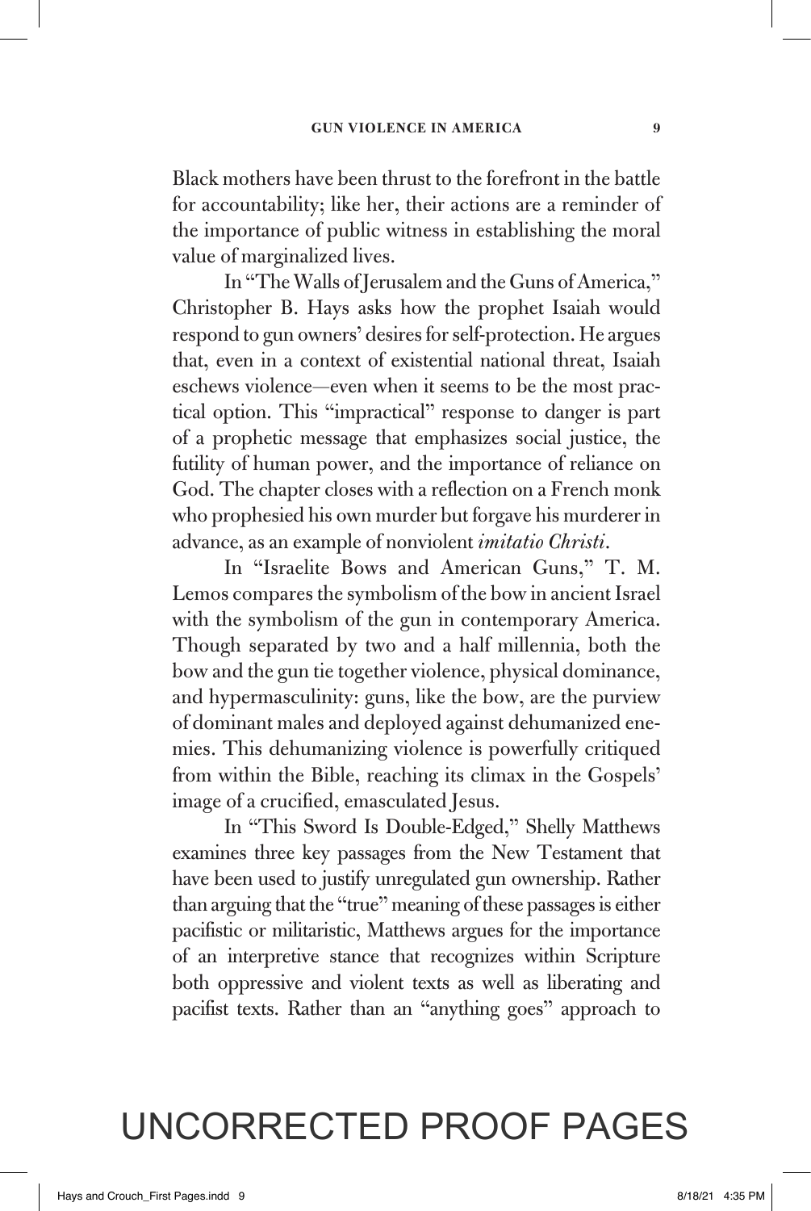Black mothers have been thrust to the forefront in the battle for accountability; like her, their actions are a reminder of the importance of public witness in establishing the moral value of marginalized lives.

In "The Walls of Jerusalem and the Guns of America," Christopher B. Hays asks how the prophet Isaiah would respond to gun owners' desires for self-protection. He argues that, even in a context of existential national threat, Isaiah eschews violence—even when it seems to be the most practical option. This "impractical" response to danger is part of a prophetic message that emphasizes social justice, the futility of human power, and the importance of reliance on God. The chapter closes with a reflection on a French monk who prophesied his own murder but forgave his murderer in advance, as an example of nonviolent *imitatio Christi*.

In "Israelite Bows and American Guns," T. M. Lemos compares the symbolism of the bow in ancient Israel with the symbolism of the gun in contemporary America. Though separated by two and a half millennia, both the bow and the gun tie together violence, physical dominance, and hypermasculinity: guns, like the bow, are the purview of dominant males and deployed against dehumanized enemies. This dehumanizing violence is powerfully critiqued from within the Bible, reaching its climax in the Gospels' image of a crucified, emasculated Jesus.

In "This Sword Is Double-Edged," Shelly Matthews examines three key passages from the New Testament that have been used to justify unregulated gun ownership. Rather than arguing that the "true" meaning of these passages is either pacifistic or militaristic, Matthews argues for the importance of an interpretive stance that recognizes within Scripture both oppressive and violent texts as well as liberating and pacifist texts. Rather than an "anything goes" approach to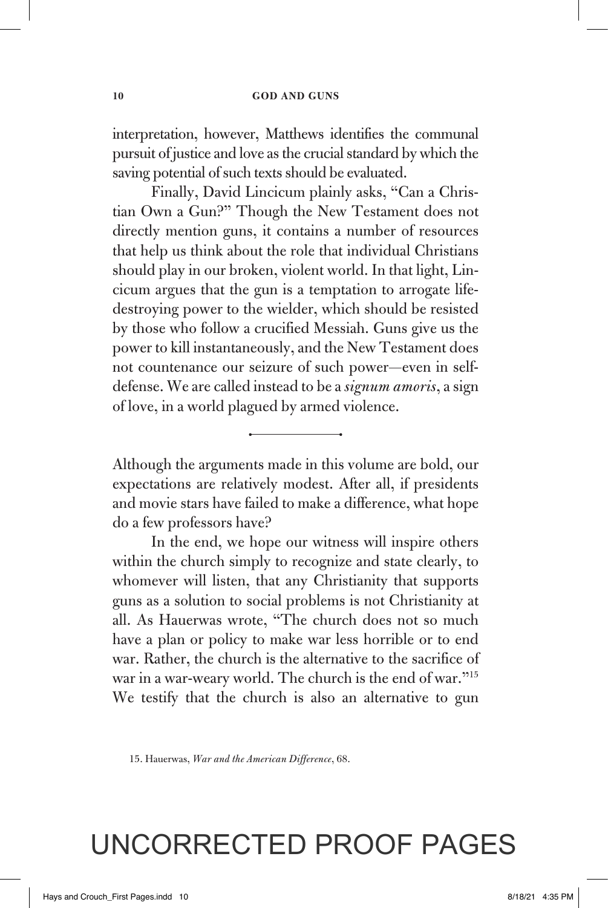interpretation, however, Matthews identifies the communal pursuit of justice and love as the crucial standard by which the saving potential of such texts should be evaluated.

Finally, David Lincicum plainly asks, "Can a Christian Own a Gun?" Though the New Testament does not directly mention guns, it contains a number of resources that help us think about the role that individual Christians should play in our broken, violent world. In that light, Lincicum argues that the gun is a temptation to arrogate life-destroying power to the wielder, which should be resisted by those who follow a crucified Messiah. Guns give us the power to kill instantaneously, and the New Testament does not countenance our seizure of such power—even in self-defense. We are called instead to be a *signum amoris*, a sign of love, in a world plagued by armed violence.

---

Although the arguments made in this volume are bold, our expectations are relatively modest. After all, if presidents and movie stars have failed to make a difference, what hope do a few professors have?

In the end, we hope our witness will inspire others within the church simply to recognize and state clearly, to whomever will listen, that any Christianity that supports guns as a solution to social problems is not Christianity at all. As Hauerwas wrote, "The church does not so much have a plan or policy to make war less horrible or to end war. Rather, the church is the alternative to the sacrifice of war in a war-weary world. The church is the end of war."[15] We testify that the church is also an alternative to gun

15. Hauerwas, *War and the American Difference*, 68.

UNCORRECTED PROOF PAGES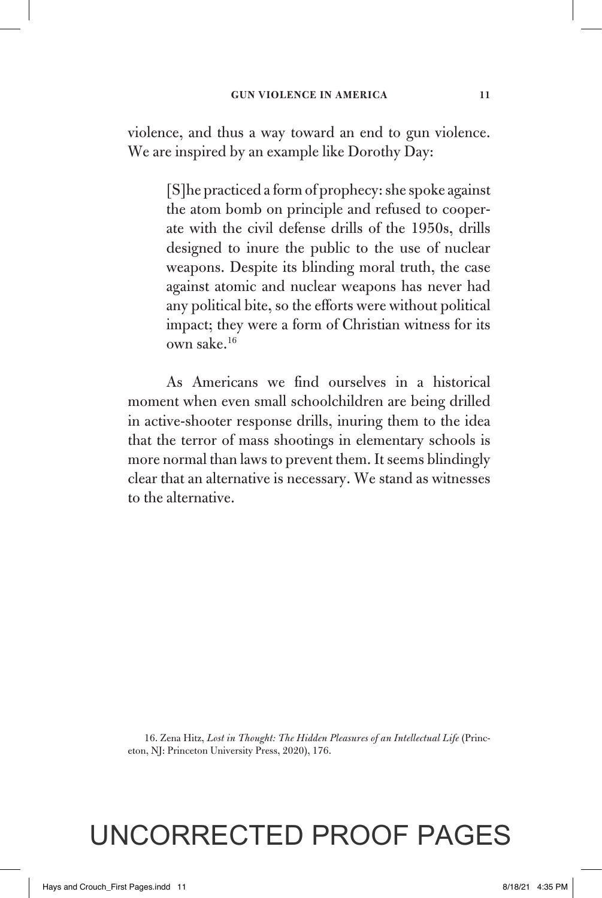violence, and thus a way toward an end to gun violence. We are inspired by an example like Dorothy Day:

> [S]he practiced a form of prophecy: she spoke against the atom bomb on principle and refused to cooperate with the civil defense drills of the 1950s, drills designed to inure the public to the use of nuclear weapons. Despite its blinding moral truth, the case against atomic and nuclear weapons has never had any political bite, so the efforts were without political impact; they were a form of Christian witness for its own sake.[16]

As Americans we find ourselves in a historical moment when even small schoolchildren are being drilled in active-shooter response drills, inuring them to the idea that the terror of mass shootings in elementary schools is more normal than laws to prevent them. It seems blindingly clear that an alternative is necessary. We stand as witnesses to the alternative.

16. Zena Hitz, *Lost in Thought: The Hidden Pleasures of an Intellectual Life* (Princeton, NJ: Princeton University Press, 2020), 176.

UNCORRECTED PROOF PAGES